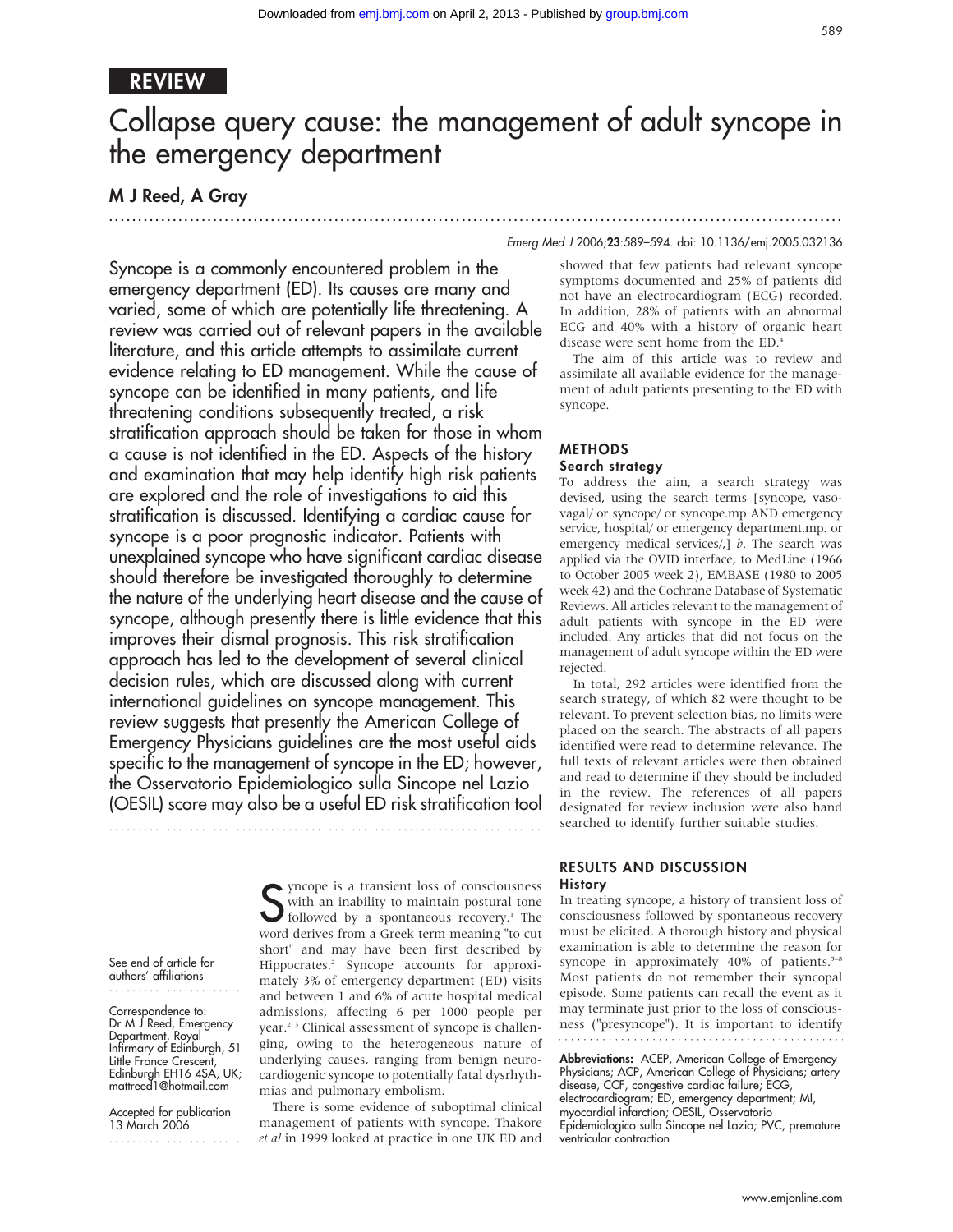REVIEW

# Collapse query cause: the management of adult syncope in the emergency department

**M J Reed, A Gray**

*Emerg Med J* 2006;**23**:589–594. doi: 10.1136/emj.2005.032136

Syncope is a commonly encountered problem in the emergency department (ED). Its causes are many and varied, some of which are potentially life threatening. A review was carried out of relevant papers in the available literature, and this article attempts to assimilate current evidence relating to ED management. While the cause of syncope can be identified in many patients, and life threatening conditions subsequently treated, a risk stratification approach should be taken for those in whom a cause is not identified in the ED. Aspects of the history and examination that may help identify high risk patients are explored and the role of investigations to aid this stratification is discussed. Identifying a cardiac cause for syncope is a poor prognostic indicator. Patients with unexplained syncope who have significant cardiac disease should therefore be investigated thoroughly to determine the nature of the underlying heart disease and the cause of syncope, although presently there is little evidence that this improves their dismal prognosis. This risk stratification approach has led to the development of several clinical decision rules, which are discussed along with current international guidelines on syncope management. This review suggests that presently the American College of Emergency Physicians guidelines are the most useful aids specific to the management of syncope in the ED; however, the Osservatorio Epidemiologico sulla Sincope nel Lazio (OESIL) score may also be a useful ED risk stratification tool

See end of article for authors' affiliations

Correspondence to: Dr M J Reed, Emergency Department, Royal Infirmary of Edinburgh, 51 Little France Crescent, Edinburgh EH16 4SA, UK; mattreed1@hotmail.com

Accepted for publication 13 March 2006

Syncope is a transient loss of consciousness with an inability to maintain postural tone followed by a spontaneous recovery.[1] The word derives from a Greek term meaning "to cut short" and may have been first described by Hippocrates.[2] Syncope accounts for approximately 3% of emergency department (ED) visits and between 1 and 6% of acute hospital medical admissions, affecting 6 per 1000 people per year.[2,3] Clinical assessment of syncope is challenging, owing to the heterogeneous nature of underlying causes, ranging from benign neurocardiogenic syncope to potentially fatal dysrhythmias and pulmonary embolism.

There is some evidence of suboptimal clinical management of patients with syncope. Thakore *et al* in 1999 looked at practice in one UK ED and showed that few patients had relevant syncope symptoms documented and 25% of patients did not have an electrocardiogram (ECG) recorded. In addition, 28% of patients with an abnormal ECG and 40% with a history of organic heart disease were sent home from the ED.[4]

The aim of this article was to review and assimilate all available evidence for the management of adult patients presenting to the ED with syncope.

## METHODS

### Search strategy

To address the aim, a search strategy was devised, using the search terms [syncope, vasovagal/ or syncope/ or syncope.mp AND emergency service, hospital/ or emergency department.mp. or emergency medical services/,] *b*. The search was applied via the OVID interface, to MedLine (1966 to October 2005 week 2), EMBASE (1980 to 2005 week 42) and the Cochrane Database of Systematic Reviews. All articles relevant to the management of adult patients with syncope in the ED were included. Any articles that did not focus on the management of adult syncope within the ED were rejected.

In total, 292 articles were identified from the search strategy, of which 82 were thought to be relevant. To prevent selection bias, no limits were placed on the search. The abstracts of all papers identified were read to determine relevance. The full texts of relevant articles were then obtained and read to determine if they should be included in the review. The references of all papers designated for review inclusion were also hand searched to identify further suitable studies.

## RESULTS AND DISCUSSION

### History

In treating syncope, a history of transient loss of consciousness followed by spontaneous recovery must be elicited. A thorough history and physical examination is able to determine the reason for syncope in approximately 40% of patients.[5–8] Most patients do not remember their syncopal episode. Some patients can recall the event as it may terminate just prior to the loss of consciousness ("presyncope"). It is important to identify

**Abbreviations:** ACEP, American College of Emergency Physicians; ACP, American College of Physicians; artery disease, CCF, congestive cardiac failure; ECG, electrocardiogram; ED, emergency department; MI, myocardial infarction; OESIL, Osservatorio Epidemiologico sulla Sincope nel Lazio; PVC, premature ventricular contraction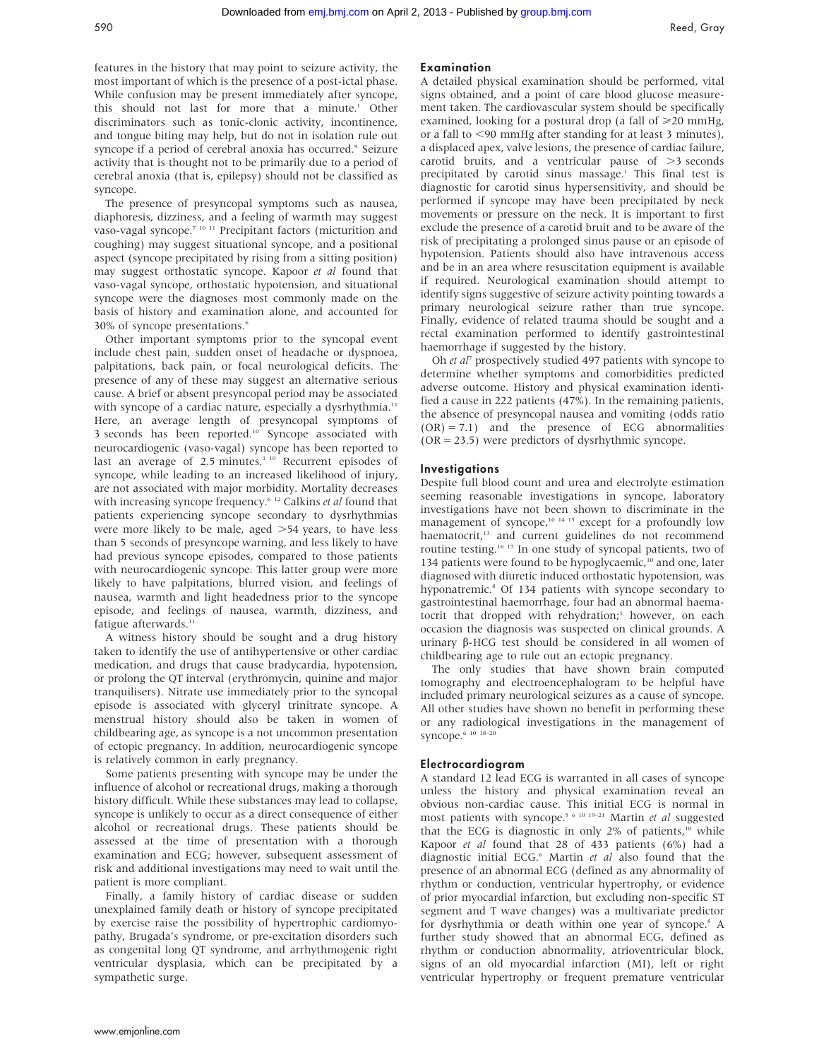features in the history that may point to seizure activity, the most important of which is the presence of a post-ictal phase. While confusion may be present immediately after syncope, this should not last for more that a minute.[1] Other discriminators such as tonic-clonic activity, incontinence, and tongue biting may help, but do not in isolation rule out syncope if a period of cerebral anoxia has occurred.[9] Seizure activity that is thought not to be primarily due to a period of cerebral anoxia (that is, epilepsy) should not be classified as syncope.

The presence of presyncopal symptoms such as nausea, diaphoresis, dizziness, and a feeling of warmth may suggest vaso-vagal syncope.[7 10 11] Precipitant factors (micturition and coughing) may suggest situational syncope, and a positional aspect (syncope precipitated by rising from a sitting position) may suggest orthostatic syncope. Kapoor *et al* found that vaso-vagal syncope, orthostatic hypotension, and situational syncope were the diagnoses most commonly made on the basis of history and examination alone, and accounted for 30% of syncope presentations.[6]

Other important symptoms prior to the syncopal event include chest pain, sudden onset of headache or dyspnoea, palpitations, back pain, or focal neurological deficits. The presence of any of these may suggest an alternative serious cause. A brief or absent presyncopal period may be associated with syncope of a cardiac nature, especially a dysrhythmia.[11] Here, an average length of presyncopal symptoms of 3 seconds has been reported.[10] Syncope associated with neurocardiogenic (vaso-vagal) syncope has been reported to last an average of 2.5 minutes.[1 10] Recurrent episodes of syncope, while leading to an increased likelihood of injury, are not associated with major morbidity. Mortality decreases with increasing syncope frequency.[6 12] Calkins *et al* found that patients experiencing syncope secondary to dysrhythmias were more likely to be male, aged >54 years, to have less than 5 seconds of presyncope warning, and less likely to have had previous syncope episodes, compared to those patients with neurocardiogenic syncope. This latter group were more likely to have palpitations, blurred vision, and feelings of nausea, warmth and light headedness prior to the syncope episode, and feelings of nausea, warmth, dizziness, and fatigue afterwards.[11]

A witness history should be sought and a drug history taken to identify the use of antihypertensive or other cardiac medication, and drugs that cause bradycardia, hypotension, or prolong the QT interval (erythromycin, quinine and major tranquilisers). Nitrate use immediately prior to the syncopal episode is associated with glyceryl trinitrate syncope. A menstrual history should also be taken in women of childbearing age, as syncope is a not uncommon presentation of ectopic pregnancy. In addition, neurocardiogenic syncope is relatively common in early pregnancy.

Some patients presenting with syncope may be under the influence of alcohol or recreational drugs, making a thorough history difficult. While these substances may lead to collapse, syncope is unlikely to occur as a direct consequence of either alcohol or recreational drugs. These patients should be assessed at the time of presentation with a thorough examination and ECG; however, subsequent assessment of risk and additional investigations may need to wait until the patient is more compliant.

Finally, a family history of cardiac disease or sudden unexplained family death or history of syncope precipitated by exercise raise the possibility of hypertrophic cardiomyopathy, Brugada's syndrome, or pre-excitation disorders such as congenital long QT syndrome, and arrhythmogenic right ventricular dysplasia, which can be precipitated by a sympathetic surge.

## Examination

A detailed physical examination should be performed, vital signs obtained, and a point of care blood glucose measurement taken. The cardiovascular system should be specifically examined, looking for a postural drop (a fall of ≥20 mmHg, or a fall to <90 mmHg after standing for at least 3 minutes), a displaced apex, valve lesions, the presence of cardiac failure, carotid bruits, and a ventricular pause of >3 seconds precipitated by carotid sinus massage.[1] This final test is diagnostic for carotid sinus hypersensitivity, and should be performed if syncope may have been precipitated by neck movements or pressure on the neck. It is important to first exclude the presence of a carotid bruit and to be aware of the risk of precipitating a prolonged sinus pause or an episode of hypotension. Patients should also have intravenous access and be in an area where resuscitation equipment is available if required. Neurological examination should attempt to identify signs suggestive of seizure activity pointing towards a primary neurological seizure rather than true syncope. Finally, evidence of related trauma should be sought and a rectal examination performed to identify gastrointestinal haemorrhage if suggested by the history.

Oh *et al*[7] prospectively studied 497 patients with syncope to determine whether symptoms and comorbidities predicted adverse outcome. History and physical examination identified a cause in 222 patients (47%). In the remaining patients, the absence of presyncopal nausea and vomiting (odds ratio (OR) = 7.1) and the presence of ECG abnormalities (OR = 23.5) were predictors of dysrhythmic syncope.

## Investigations

Despite full blood count and urea and electrolyte estimation seeming reasonable investigations in syncope, laboratory investigations have not been shown to discriminate in the management of syncope,[10 14 15] except for a profoundly low haematocrit,[13] and current guidelines do not recommend routine testing.[16 17] In one study of syncopal patients, two of 134 patients were found to be hypoglycaemic,[10] and one, later diagnosed with diuretic induced orthostatic hypotension, was hyponatremic.[8] Of 134 patients with syncope secondary to gastrointestinal haemorrhage, four had an abnormal haematocrit that dropped with rehydration;[1] however, on each occasion the diagnosis was suspected on clinical grounds. A urinary β-HCG test should be considered in all women of childbearing age to rule out an ectopic pregnancy.

The only studies that have shown brain computed tomography and electroencephalogram to be helpful have included primary neurological seizures as a cause of syncope. All other studies have shown no benefit in performing these or any radiological investigations in the management of syncope.[6 10 18–20]

## Electrocardiogram

A standard 12 lead ECG is warranted in all cases of syncope unless the history and physical examination reveal an obvious non-cardiac cause. This initial ECG is normal in most patients with syncope.[5 6 10 19–21] Martin *et al* suggested that the ECG is diagnostic in only 2% of patients,[10] while Kapoor *et al* found that 28 of 433 patients (6%) had a diagnostic initial ECG.[6] Martin *et al* also found that the presence of an abnormal ECG (defined as any abnormality of rhythm or conduction, ventricular hypertrophy, or evidence of prior myocardial infarction, but excluding non-specific ST segment and T wave changes) was a multivariate predictor for dysrhythmia or death within one year of syncope.[8] A further study showed that an abnormal ECG, defined as rhythm or conduction abnormality, atrioventricular block, signs of an old myocardial infarction (MI), left or right ventricular hypertrophy or frequent premature ventricular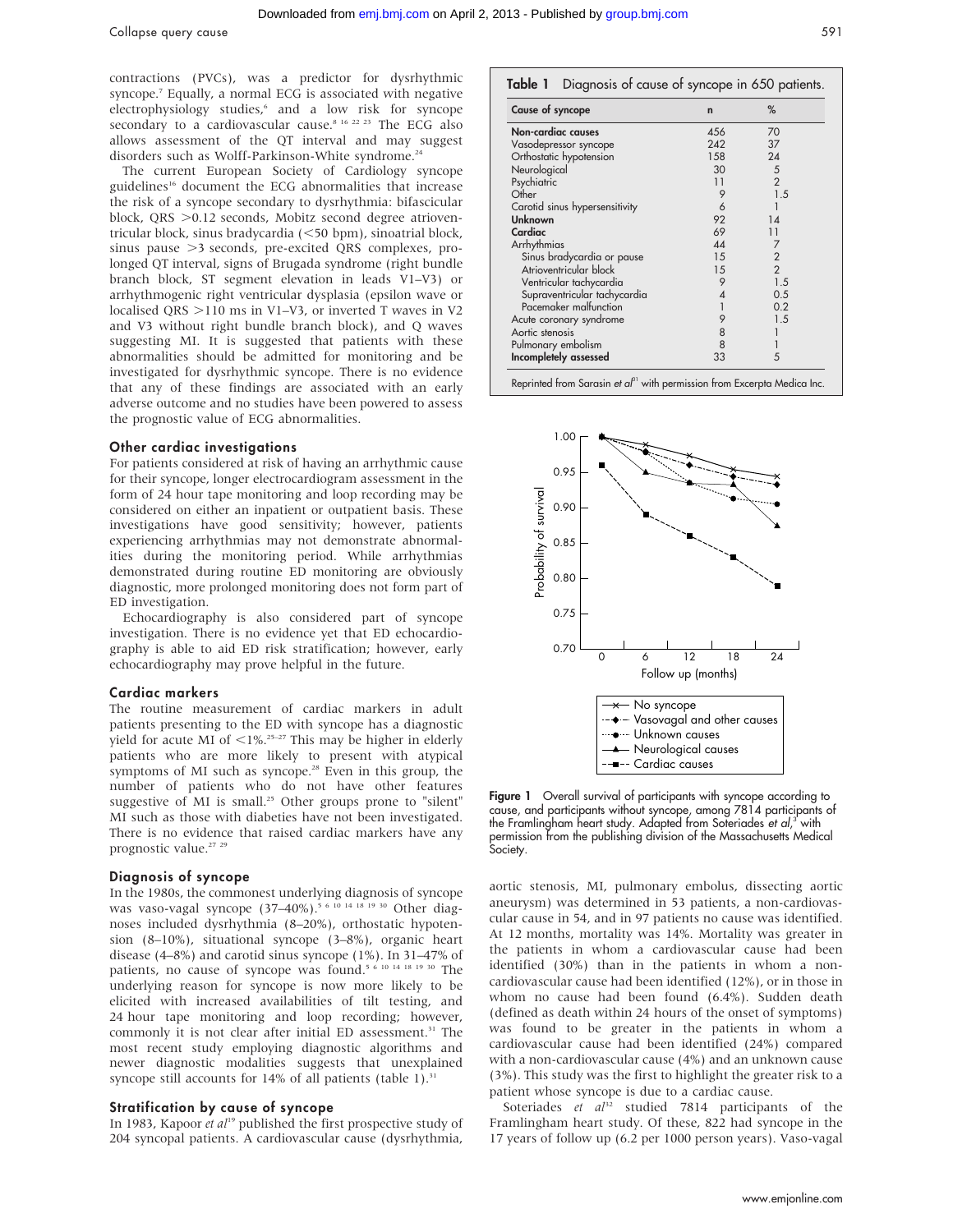contractions (PVCs), was a predictor for dysrhythmic syncope.[7] Equally, a normal ECG is associated with negative electrophysiology studies,[6] and a low risk for syncope secondary to a cardiovascular cause.[8 16 22 23] The ECG also allows assessment of the QT interval and may suggest disorders such as Wolff-Parkinson-White syndrome.[24]

The current European Society of Cardiology syncope guidelines[16] document the ECG abnormalities that increase the risk of a syncope secondary to dysrhythmia: bifascicular block, QRS >0.12 seconds, Mobitz second degree atrioventricular block, sinus bradycardia (<50 bpm), sinoatrial block, sinus pause >3 seconds, pre-excited QRS complexes, prolonged QT interval, signs of Brugada syndrome (right bundle branch block, ST segment elevation in leads V1–V3) or arrhythmogenic right ventricular dysplasia (epsilon wave or localised QRS >110 ms in V1–V3, or inverted T waves in V2 and V3 without right bundle branch block), and Q waves suggesting MI. It is suggested that patients with these abnormalities should be admitted for monitoring and be investigated for dysrhythmic syncope. There is no evidence that any of these findings are associated with an early adverse outcome and no studies have been powered to assess the prognostic value of ECG abnormalities.

### Other cardiac investigations

For patients considered at risk of having an arrhythmic cause for their syncope, longer electrocardiogram assessment in the form of 24 hour tape monitoring and loop recording may be considered on either an inpatient or outpatient basis. These investigations have good sensitivity; however, patients experiencing arrhythmias may not demonstrate abnormalities during the monitoring period. While arrhythmias demonstrated during routine ED monitoring are obviously diagnostic, more prolonged monitoring does not form part of ED investigation.

Echocardiography is also considered part of syncope investigation. There is no evidence yet that ED echocardiography is able to aid ED risk stratification; however, early echocardiography may prove helpful in the future.

### Cardiac markers

The routine measurement of cardiac markers in adult patients presenting to the ED with syncope has a diagnostic yield for acute MI of <1%.[25–27] This may be higher in elderly patients who are more likely to present with atypical symptoms of MI such as syncope.[28] Even in this group, the number of patients who do not have other features suggestive of MI is small.[25] Other groups prone to "silent" MI such as those with diabeties have not been investigated. There is no evidence that raised cardiac markers have any prognostic value.[27 29]

### Diagnosis of syncope

In the 1980s, the commonest underlying diagnosis of syncope was vaso-vagal syncope (37–40%).[5 6 10 14 18 19 30] Other diagnoses included dysrhythmia (8–20%), orthostatic hypotension (8–10%), situational syncope (3–8%), organic heart disease (4–8%) and carotid sinus syncope (1%). In 31–47% of patients, no cause of syncope was found.[5 6 10 14 18 19 30] The underlying reason for syncope is now more likely to be elicited with increased availabilities of tilt testing, and 24 hour tape monitoring and loop recording; however, commonly it is not clear after initial ED assessment.[31] The most recent study employing diagnostic algorithms and newer diagnostic modalities suggests that unexplained syncope still accounts for 14% of all patients (table 1).[31]

**Table 1** Diagnosis of cause of syncope in 650 patients.

| Cause of syncope | n | % |
|---|---|---|
| **Non-cardiac causes** | 456 | 70 |
| Vasodepressor syncope | 242 | 37 |
| Orthostatic hypotension | 158 | 24 |
| Neurological | 30 | 5 |
| Psychiatric | 11 | 2 |
| Other | 9 | 1.5 |
| Carotid sinus hypersensitivity | 6 | 1 |
| **Unknown** | 92 | 14 |
| **Cardiac** | 69 | 11 |
| Arrhythmias | 44 | 7 |
| Sinus bradycardia or pause | 15 | 2 |
| Atrioventricular block | 15 | 2 |
| Ventricular tachycardia | 9 | 1.5 |
| Supraventricular tachycardia | 4 | 0.5 |
| Pacemaker malfunction | 1 | 0.2 |
| Acute coronary syndrome | 9 | 1.5 |
| Aortic stenosis | 8 | 1 |
| Pulmonary embolism | 8 | 1 |
| **Incompletely assessed** | 33 | 5 |

Reprinted from Sarasin *et al*[31] with permission from Excerpta Medica Inc.

**Figure 1** Overall survival of participants with syncope according to cause, and participants without syncope, among 7814 participants of the Framlingham heart study. Adapted from Soteriades *et al*,[3] with permission from the publishing division of the Massachusetts Medical Society.

### Stratification by cause of syncope

In 1983, Kapoor *et al*[19] published the first prospective study of 204 syncopal patients. A cardiovascular cause (dysrhythmia, aortic stenosis, MI, pulmonary embolus, dissecting aortic aneurysm) was determined in 53 patients, a non-cardiovascular cause in 54, and in 97 patients no cause was identified. At 12 months, mortality was 14%. Mortality was greater in the patients in whom a cardiovascular cause had been identified (30%) than in the patients in whom a non-cardiovascular cause had been identified (12%), or in those in whom no cause had been found (6.4%). Sudden death (defined as death within 24 hours of the onset of symptoms) was found to be greater in the patients in whom a cardiovascular cause had been identified (24%) compared with a non-cardiovascular cause (4%) and an unknown cause (3%). This study was the first to highlight the greater risk to a patient whose syncope is due to a cardiac cause.

Soteriades *et al*[32] studied 7814 participants of the Framlingham heart study. Of these, 822 had syncope in the 17 years of follow up (6.2 per 1000 person years). Vaso-vagal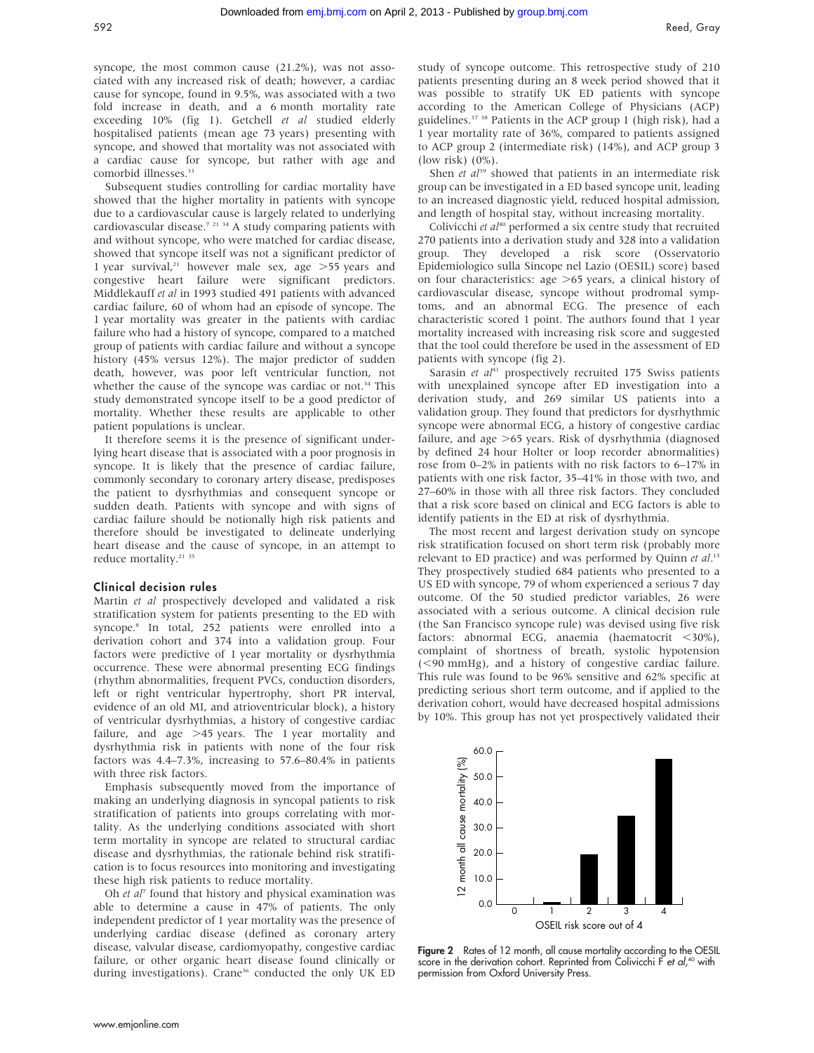syncope, the most common cause (21.2%), was not associated with any increased risk of death; however, a cardiac cause for syncope, found in 9.5%, was associated with a two fold increase in death, and a 6 month mortality rate exceeding 10% (fig 1). Getchell *et al* studied elderly hospitalised patients (mean age 73 years) presenting with syncope, and showed that mortality was not associated with a cardiac cause for syncope, but rather with age and comorbid illnesses.[33]

Subsequent studies controlling for cardiac mortality have showed that the higher mortality in patients with syncope due to a cardiovascular cause is largely related to underlying cardiovascular disease.[7 21 34] A study comparing patients with and without syncope, who were matched for cardiac disease, showed that syncope itself was not a significant predictor of 1 year survival,[21] however male sex, age >55 years and congestive heart failure were significant predictors. Middlekauff *et al* in 1993 studied 491 patients with advanced cardiac failure, 60 of whom had an episode of syncope. The 1 year mortality was greater in the patients with cardiac failure who had a history of syncope, compared to a matched group of patients with cardiac failure and without a syncope history (45% versus 12%). The major predictor of sudden death, however, was poor left ventricular function, not whether the cause of the syncope was cardiac or not.[34] This study demonstrated syncope itself to be a good predictor of mortality. Whether these results are applicable to other patient populations is unclear.

It therefore seems it is the presence of significant underlying heart disease that is associated with a poor prognosis in syncope. It is likely that the presence of cardiac failure, commonly secondary to coronary artery disease, predisposes the patient to dysrhythmias and consequent syncope or sudden death. Patients with syncope and with signs of cardiac failure should be notionally high risk patients and therefore should be investigated to delineate underlying heart disease and the cause of syncope, in an attempt to reduce mortality.[21 35]

## Clinical decision rules

Martin *et al* prospectively developed and validated a risk stratification system for patients presenting to the ED with syncope.[8] In total, 252 patients were enrolled into a derivation cohort and 374 into a validation group. Four factors were predictive of 1 year mortality or dysrhythmia occurrence. These were abnormal presenting ECG findings (rhythm abnormalities, frequent PVCs, conduction disorders, left or right ventricular hypertrophy, short PR interval, evidence of an old MI, and atrioventricular block), a history of ventricular dysrhythmias, a history of congestive cardiac failure, and age >45 years. The 1 year mortality and dysrhythmia risk in patients with none of the four risk factors was 4.4–7.3%, increasing to 57.6–80.4% in patients with three risk factors.

Emphasis subsequently moved from the importance of making an underlying diagnosis in syncopal patients to risk stratification of patients into groups correlating with mortality. As the underlying conditions associated with short term mortality in syncope are related to structural cardiac disease and dysrhythmias, the rationale behind risk stratification is to focus resources into monitoring and investigating these high risk patients to reduce mortality.

Oh *et al*[7] found that history and physical examination was able to determine a cause in 47% of patients. The only independent predictor of 1 year mortality was the presence of underlying cardiac disease (defined as coronary artery disease, valvular disease, cardiomyopathy, congestive cardiac failure, or other organic heart disease found clinically or during investigations). Crane[36] conducted the only UK ED study of syncope outcome. This retrospective study of 210 patients presenting during an 8 week period showed that it was possible to stratify UK ED patients with syncope according to the American College of Physicians (ACP) guidelines.[37 38] Patients in the ACP group 1 (high risk), had a 1 year mortality rate of 36%, compared to patients assigned to ACP group 2 (intermediate risk) (14%), and ACP group 3 (low risk) (0%).

Shen *et al*[39] showed that patients in an intermediate risk group can be investigated in a ED based syncope unit, leading to an increased diagnostic yield, reduced hospital admission, and length of hospital stay, without increasing mortality.

Colivicchi *et al*[40] performed a six centre study that recruited 270 patients into a derivation study and 328 into a validation group. They developed a risk score (Osservatorio Epidemiologico sulla Sincope nel Lazio (OESIL) score) based on four characteristics: age >65 years, a clinical history of cardiovascular disease, syncope without prodromal symptoms, and an abnormal ECG. The presence of each characteristic scored 1 point. The authors found that 1 year mortality increased with increasing risk score and suggested that the tool could therefore be used in the assessment of ED patients with syncope (fig 2).

Sarasin *et al*[41] prospectively recruited 175 Swiss patients with unexplained syncope after ED investigation into a derivation study, and 269 similar US patients into a validation group. They found that predictors for dysrhythmic syncope were abnormal ECG, a history of congestive cardiac failure, and age >65 years. Risk of dysrhythmia (diagnosed by defined 24 hour Holter or loop recorder abnormalities) rose from 0–2% in patients with no risk factors to 6–17% in patients with one risk factor, 35–41% in those with two, and 27–60% in those with all three risk factors. They concluded that a risk score based on clinical and ECG factors is able to identify patients in the ED at risk of dysrhythmia.

The most recent and largest derivation study on syncope risk stratification focused on short term risk (probably more relevant to ED practice) and was performed by Quinn *et al*.[13] They prospectively studied 684 patients who presented to a US ED with syncope, 79 of whom experienced a serious 7 day outcome. Of the 50 studied predictor variables, 26 were associated with a serious outcome. A clinical decision rule (the San Francisco syncope rule) was devised using five risk factors: abnormal ECG, anaemia (haematocrit <30%), complaint of shortness of breath, systolic hypotension (<90 mmHg), and a history of congestive cardiac failure. This rule was found to be 96% sensitive and 62% specific at predicting serious short term outcome, and if applied to the derivation cohort, would have decreased hospital admissions by 10%. This group has not yet prospectively validated their

**Figure 2** Rates of 12 month, all cause mortality according to the OESIL score in the derivation cohort. Reprinted from Colivicchi F *et al*,[40] with permission from Oxford University Press.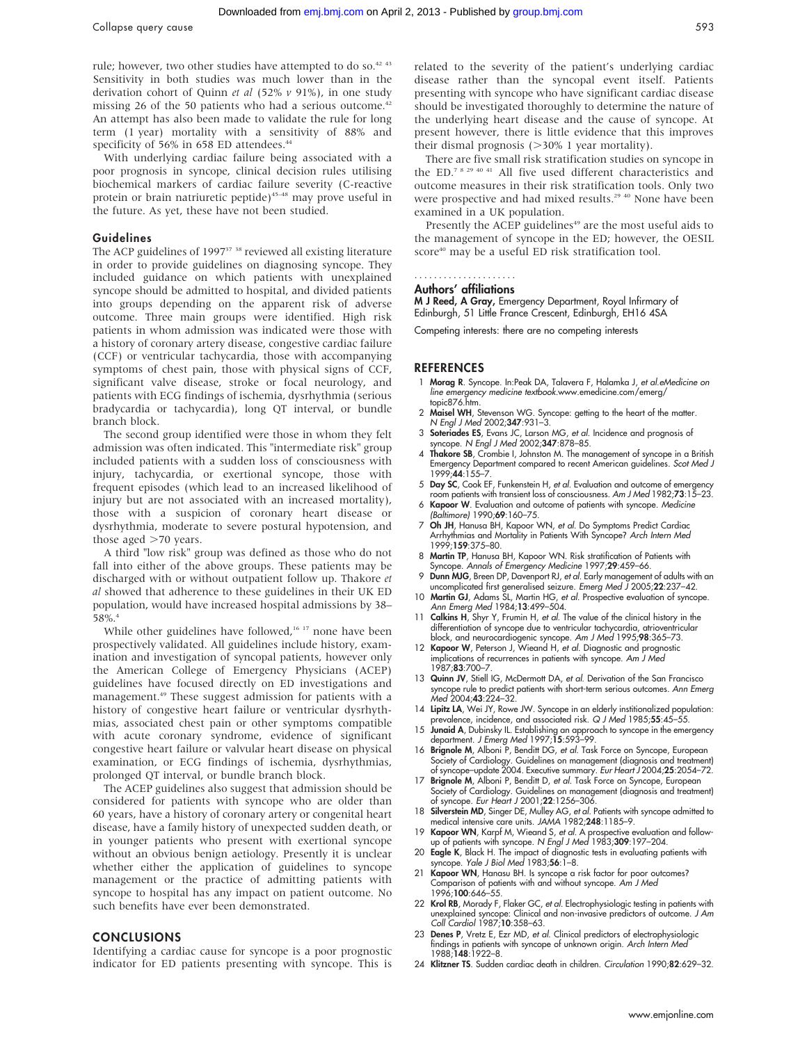rule; however, two other studies have attempted to do so.[42 43] Sensitivity in both studies was much lower than in the derivation cohort of Quinn *et al* (52% *v* 91%), in one study missing 26 of the 50 patients who had a serious outcome.[42] An attempt has also been made to validate the rule for long term (1 year) mortality with a sensitivity of 88% and specificity of 56% in 658 ED attendees.[44]

With underlying cardiac failure being associated with a poor prognosis in syncope, clinical decision rules utilising biochemical markers of cardiac failure severity (C-reactive protein or brain natriuretic peptide)[45–48] may prove useful in the future. As yet, these have not been studied.

### Guidelines

The ACP guidelines of 1997[37 38] reviewed all existing literature in order to provide guidelines on diagnosing syncope. They included guidance on which patients with unexplained syncope should be admitted to hospital, and divided patients into groups depending on the apparent risk of adverse outcome. Three main groups were identified. High risk patients in whom admission was indicated were those with a history of coronary artery disease, congestive cardiac failure (CCF) or ventricular tachycardia, those with accompanying symptoms of chest pain, those with physical signs of CCF, significant valve disease, stroke or focal neurology, and patients with ECG findings of ischemia, dysrhythmia (serious bradycardia or tachycardia), long QT interval, or bundle branch block.

The second group identified were those in whom they felt admission was often indicated. This "intermediate risk" group included patients with a sudden loss of consciousness with injury, tachycardia, or exertional syncope, those with frequent episodes (which lead to an increased likelihood of injury but are not associated with an increased mortality), those with a suspicion of coronary heart disease or dysrhythmia, moderate to severe postural hypotension, and those aged >70 years.

A third "low risk" group was defined as those who do not fall into either of the above groups. These patients may be discharged with or without outpatient follow up. Thakore *et al* showed that adherence to these guidelines in their UK ED population, would have increased hospital admissions by 38–58%.[4]

While other guidelines have followed,[16 17] none have been prospectively validated. All guidelines include history, examination and investigation of syncopal patients, however only the American College of Emergency Physicians (ACEP) guidelines have focused directly on ED investigations and management.[49] These suggest admission for patients with a history of congestive heart failure or ventricular dysrhythmias, associated chest pain or other symptoms compatible with acute coronary syndrome, evidence of significant congestive heart failure or valvular heart disease on physical examination, or ECG findings of ischemia, dysrhythmias, prolonged QT interval, or bundle branch block.

The ACEP guidelines also suggest that admission should be considered for patients with syncope who are older than 60 years, have a history of coronary artery or congenital heart disease, have a family history of unexpected sudden death, or in younger patients who present with exertional syncope without an obvious benign aetiology. Presently it is unclear whether either the application of guidelines to syncope management or the practice of admitting patients with syncope to hospital has any impact on patient outcome. No such benefits have ever been demonstrated.

## CONCLUSIONS

Identifying a cardiac cause for syncope is a poor prognostic indicator for ED patients presenting with syncope. This is related to the severity of the patient's underlying cardiac disease rather than the syncopal event itself. Patients presenting with syncope who have significant cardiac disease should be investigated thoroughly to determine the nature of the underlying heart disease and the cause of syncope. At present however, there is little evidence that this improves their dismal prognosis (>30% 1 year mortality).

There are five small risk stratification studies on syncope in the ED.[7 8 29 40 41] All five used different characteristics and outcome measures in their risk stratification tools. Only two were prospective and had mixed results.[29 40] None have been examined in a UK population.

Presently the ACEP guidelines[49] are the most useful aids to the management of syncope in the ED; however, the OESIL score[40] may be a useful ED risk stratification tool.

### Authors' affiliations

**M J Reed, A Gray,** Emergency Department, Royal Infirmary of Edinburgh, 51 Little France Crescent, Edinburgh, EH16 4SA

Competing interests: there are no competing interests

## REFERENCES

1. **Morag R**. Syncope. In:Peak DA, Talavera F, Halamka J, *et al.eMedicine on line emergency medicine textbook*.www.emedicine.com/emerg/topic876.htm.
2. **Maisel WH**, Stevenson WG. Syncope: getting to the heart of the matter. *N Engl J Med* 2002;**347**:931–3.
3. **Soteriades ES**, Evans JC, Larson MG, *et al*. Incidence and prognosis of syncope. *N Engl J Med* 2002;**347**:878–85.
4. **Thakore SB**, Crombie I, Johnston M. The management of syncope in a British Emergency Department compared to recent American guidelines. *Scot Med J* 1999;**44**:155–7.
5. **Day SC**, Cook EF, Funkenstein H, *et al*. Evaluation and outcome of emergency room patients with transient loss of consciousness. *Am J Med* 1982;**73**:15–23.
6. **Kapoor W**. Evaluation and outcome of patients with syncope. *Medicine (Baltimore)* 1990;**69**:160–75.
7. **Oh JH**, Hanusa BH, Kapoor WN, *et al*. Do Symptoms Predict Cardiac Arrhythmias and Mortality in Patients With Syncope? *Arch Intern Med* 1999;**159**:375–80.
8. **Martin TP**, Hanusa BH, Kapoor WN. Risk stratification of Patients with Syncope. *Annals of Emergency Medicine* 1997;**29**:459–66.
9. **Dunn MJG**, Breen DP, Davenport RJ, *et al*. Early management of adults with an uncomplicated first generalised seizure. *Emerg Med J* 2005;**22**:237–42.
10. **Martin GJ**, Adams SL, Martin HG, *et al*. Prospective evaluation of syncope. *Ann Emerg Med* 1984;**13**:499–504.
11. **Calkins H**, Shyr Y, Frumin H, *et al*. The value of the clinical history in the differentiation of syncope due to ventricular tachycardia, atrioventricular block, and neurocardiogenic syncope. *Am J Med* 1995;**98**:365–73.
12. **Kapoor W**, Peterson J, Wieand H, *et al*. Diagnostic and prognostic implications of recurrences in patients with syncope. *Am J Med* 1987;**83**:700–7.
13. **Quinn JV**, Stiell IG, McDermott DA, *et al*. Derivation of the San Francisco syncope rule to predict patients with short-term serious outcomes. *Ann Emerg Med* 2004;**43**:224–32.
14. **Lipitz LA**, Wei JY, Rowe JW. Syncope in an elderly institionalized population: prevalence, incidence, and associated risk. *Q J Med* 1985;**55**:45–55.
15. **Junaid A**, Dubinsky IL. Establishing an approach to syncope in the emergency department. *J Emerg Med* 1997;**15**:593–99.
16. **Brignole M**, Alboni P, Benditt DG, *et al*. Task Force on Syncope, European Society of Cardiology. Guidelines on management (diagnosis and treatment) of syncope–update 2004. Executive summary. *Eur Heart J* 2004;**25**:2054–72.
17. **Brignole M**, Alboni P, Benditt D, *et al*. Task Force on Syncope, European Society of Cardiology. Guidelines on management (diagnosis and treatment) of syncope. *Eur Heart J* 2001;**22**:1256–306.
18. **Silverstein MD**, Singer DE, Mulley AG, *et al*. Patients with syncope admitted to medical intensive care units. *JAMA* 1982;**248**:1185–9.
19. **Kapoor WN**, Karpf M, Wieand S, *et al*. A prospective evaluation and follow-up of patients with syncope. *N Engl J Med* 1983;**309**:197–204.
20. **Eagle K**, Black H. The impact of diagnostic tests in evaluating patients with syncope. *Yale J Biol Med* 1983;**56**:1–8.
21. **Kapoor WN**, Hanasu BH. Is syncope a risk factor for poor outcomes? Comparison of patients with and without syncope. *Am J Med* 1996;**100**:646–55.
22. **Krol RB**, Morady F, Flaker GC, *et al*. Electrophysiologic testing in patients with unexplained syncope: Clinical and non-invasive predictors of outcome. *J Am Coll Cardiol* 1987;**10**:358–63.
23. **Denes P**, Vretz E, Ezr MD, *et al*. Clinical predictors of electrophysiologic findings in patients with syncope of unknown origin. *Arch Intern Med* 1988;**148**:1922–8.
24. **Klitzner TS**. Sudden cardiac death in children. *Circulation* 1990;**82**:629–32.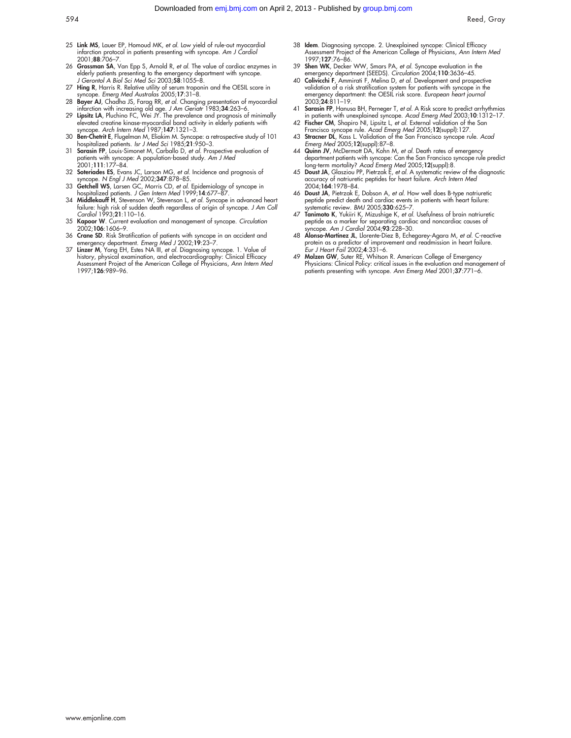25 **Link MS**, Lauer EP, Homoud MK, *et al*. Low yield of rule-out myocardial infarction protocol in patients presenting with syncope. *Am J Cardiol* 2001;**88**:706–7.
26 **Grossman SA**, Van Epp S, Arnold R, *et al*. The value of cardiac enzymes in elderly patients presenting to the emergency department with syncope. *J Gerontol A Biol Sci Med Sci* 2003;**58**:1055–8.
27 **Hing R**, Harris R. Relative utility of serum troponin and the OESIL score in syncope. *Emerg Med Australas* 2005;**17**:31–8.
28 **Bayer AJ**, Chadha JS, Farag RR, *et al*. Changing presentation of myocardial infarction with increasing old age. *J Am Geriatr* 1983;**34**:263–6.
29 **Lipsitz LA**, Pluchino FC, Wei JY. The prevalence and prognosis of minimally elevated creatine kinase-myocardial band activity in elderly patients with syncope. *Arch Intern Med* 1987;**147**:1321–3.
30 **Ben-Chetrit E**, Flugelman M, Eliakim M. Syncope: a retrospective study of 101 hospitalized patients. *Isr J Med Sci* 1985;**21**:950–3.
31 **Sarasin FP**, Louis-Simonet M, Carballo D, *et al*. Prospective evaluation of patients with syncope: A population-based study. *Am J Med* 2001;**111**:177–84.
32 **Soteriades ES**, Evans JC, Larson MG, *et al*. Incidence and prognosis of syncope. *N Engl J Med* 2002;**347**:878–85.
33 **Getchell WS**, Larsen GC, Morris CD, *et al*. Epidemiology of syncope in hospitalized patients. *J Gen Intern Med* 1999;**14**:677–87.
34 **Middlekauff H**, Stevenson W, Stevenson L, *et al*. Syncope in advanced heart failure: high risk of sudden death regardless of origin of syncope. *J Am Coll Cardiol* 1993;**21**:110–16.
35 **Kapoor W**. Current evaluation and management of syncope. *Circulation* 2002;**106**:1606–9.
36 **Crane SD**. Risk Stratification of patients with syncope in an accident and emergency department. *Emerg Med J* 2002;**19**:23–7.
37 **Linzer M**, Yang EH, Estes NA III, *et al*. Diagnosing syncope. 1. Value of history, physical examination, and electrocardiography: Clinical Efficacy Assessment Project of the American College of Physicians, *Ann Intern Med* 1997;**126**:989–96.
38 **Idem**. Diagnosing syncope. 2. Unexplained syncope: Clinical Efficacy Assessment Project of the American College of Physicians, *Ann Intern Med* 1997;**127**:76–86.
39 **Shen WK**, Decker WW, Smars PA, *et al*. Syncope evaluation in the emergency department (SEEDS). *Circulation* 2004;**110**:3636–45.
40 **Colivicchi F**, Ammirati F, Melina D, *et al*. Development and prospective validation of a risk stratification system for patients with syncope in the emergency department: the OESIL risk score. *European heart journal* 2003;**24**:811–19.
41 **Sarasin FP**, Hanusa BH, Perneger T, *et al*. A Risk score to predict arrhythmias in patients with unexplained syncope. *Acad Emerg Med* 2003;**10**:1312–17.
42 **Fischer CM**, Shapiro NI, Lipsitz L, *et al*. External validation of the San Francisco syncope rule. *Acad Emerg Med* 2005;**12**(suppl):127.
43 **Stracner DL**, Kass L. Validation of the San Francisco syncope rule. *Acad Emerg Med* 2005;**12**(suppl):87–8.
44 **Quinn JV**, McDermott DA, Kohn M, *et al*. Death rates of emergency department patients with syncope: Can the San Francisco syncope rule predict long-term mortality? *Acad Emerg Med* 2005;**12**(suppl):8.
45 **Doust JA**, Glasziou PP, Pietrzak E, *et al*. A systematic review of the diagnostic accuracy of natriuretic peptides for heart failure. *Arch Intern Med* 2004;**164**:1978–84.
46 **Doust JA**, Pietrzak E, Dobson A, *et al*. How well does B-type natriuretic peptide predict death and cardiac events in patients with heart failure: systematic review. *BMJ* 2005;**330**:625–7.
47 **Tanimoto K**, Yukiiri K, Mizushige K, *et al*. Usefulness of brain natriuretic peptide as a marker for separating cardiac and noncardiac causes of syncope. *Am J Cardiol* 2004;**93**:228–30.
48 **Alonso-Martinez JL**, Llorente-Diez B, Echegarey-Agara M, *et al*. C-reactive protein as a predictor of improvement and readmission in heart failure. *Eur J Heart Fail* 2002;**4**:331–6.
49 **Molzen GW**, Suter RE, Whitson R. American College of Emergency Physicians: Clinical Policy: critical issues in the evaluation and management of patients presenting with syncope. *Ann Emerg Med* 2001;**37**:771–6.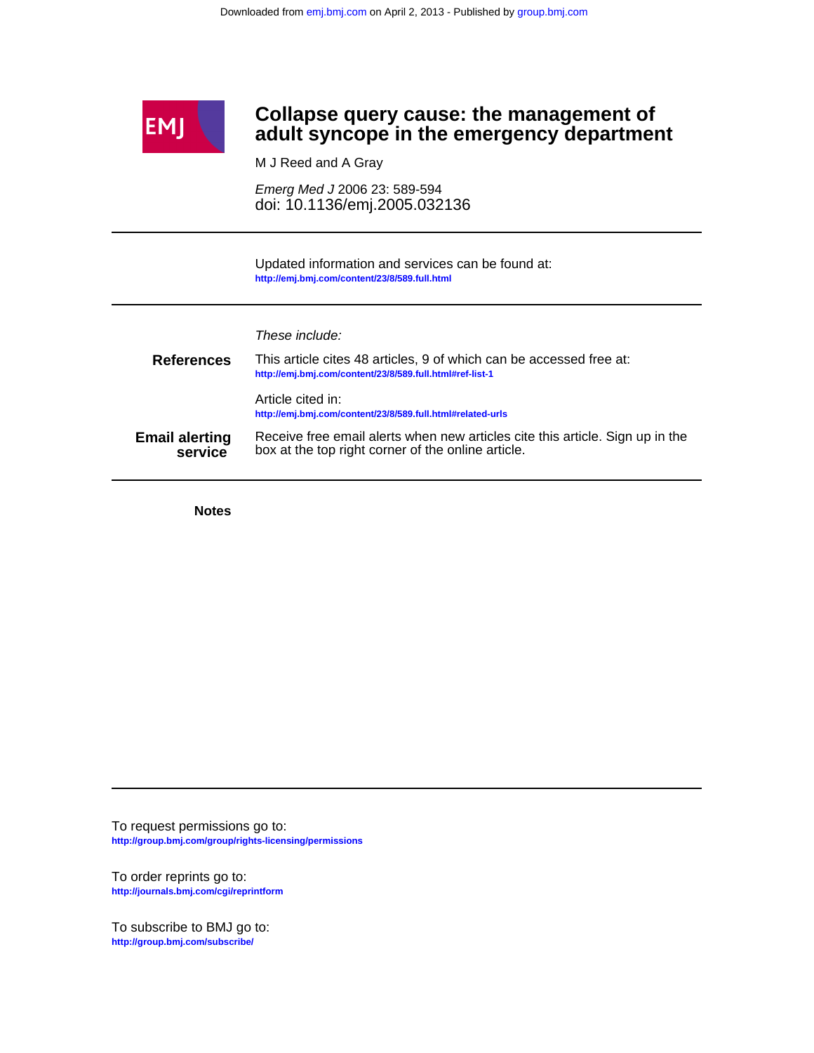Downloaded from emj.bmj.com on April 2, 2013 - Published by group.bmj.com

EMJ

# Collapse query cause: the management of adult syncope in the emergency department

M J Reed and A Gray

*Emerg Med J* 2006 23: 589-594
doi: 10.1136/emj.2005.032136

Updated information and services can be found at:
http://emj.bmj.com/content/23/8/589.full.html

*These include:*

**References**

This article cites 48 articles, 9 of which can be accessed free at:
http://emj.bmj.com/content/23/8/589.full.html#ref-list-1

Article cited in:
http://emj.bmj.com/content/23/8/589.full.html#related-urls

**Email alerting service**

Receive free email alerts when new articles cite this article. Sign up in the box at the top right corner of the online article.

**Notes**

To request permissions go to:
http://group.bmj.com/group/rights-licensing/permissions

To order reprints go to:
http://journals.bmj.com/cgi/reprintform

To subscribe to BMJ go to:
http://group.bmj.com/subscribe/